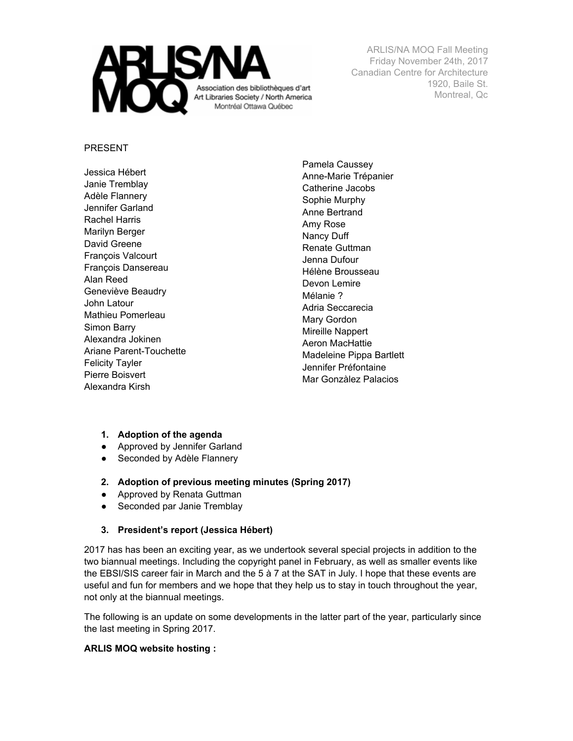ARLIS/NA MOQ Fall Meeting
Friday November 24th, 2017
Canadian Centre for Architecture
1920, Baile St.
Montreal, Qc

PRESENT

Jessica Hébert
Janie Tremblay
Adèle Flannery
Jennifer Garland
Rachel Harris
Marilyn Berger
David Greene
François Valcourt
François Dansereau
Alan Reed
Geneviève Beaudry
John Latour
Mathieu Pomerleau
Simon Barry
Alexandra Jokinen
Ariane Parent-Touchette
Felicity Tayler
Pierre Boisvert
Alexandra Kirsh
Pamela Caussey
Anne-Marie Trépanier
Catherine Jacobs
Sophie Murphy
Anne Bertrand
Amy Rose
Nancy Duff
Renate Guttman
Jenna Dufour
Hélène Brousseau
Devon Lemire
Mélanie ?
Adria Seccarecia
Mary Gordon
Mireille Nappert
Aeron MacHattie
Madeleine Pippa Bartlett
Jennifer Préfontaine
Mar Gonzàlez Palacios

1. **Adoption of the agenda**
- Approved by Jennifer Garland
- Seconded by Adèle Flannery

2. **Adoption of previous meeting minutes (Spring 2017)**
- Approved by Renata Guttman
- Seconded par Janie Tremblay

3. **President's report (Jessica Hébert)**

2017 has has been an exciting year, as we undertook several special projects in addition to the two biannual meetings. Including the copyright panel in February, as well as smaller events like the EBSI/SIS career fair in March and the 5 à 7 at the SAT in July. I hope that these events are useful and fun for members and we hope that they help us to stay in touch throughout the year, not only at the biannual meetings.

The following is an update on some developments in the latter part of the year, particularly since the last meeting in Spring 2017.

**ARLIS MOQ website hosting :**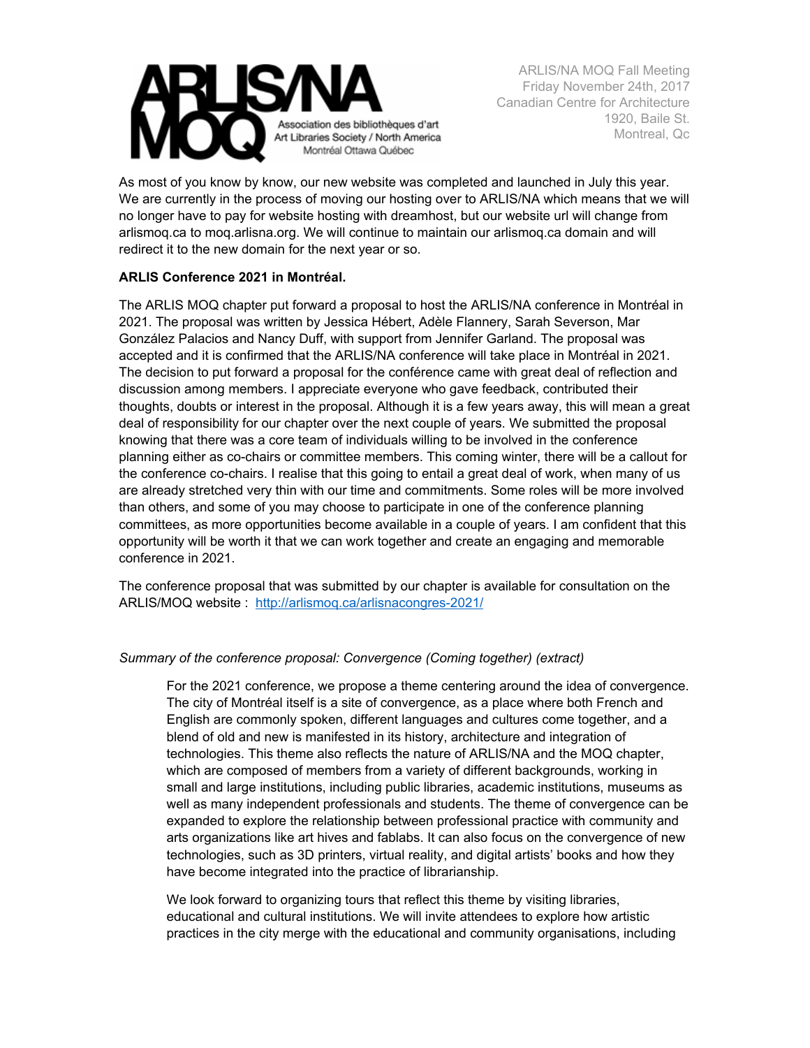As most of you know by know, our new website was completed and launched in July this year. We are currently in the process of moving our hosting over to ARLIS/NA which means that we will no longer have to pay for website hosting with dreamhost, but our website url will change from arlismoq.ca to moq.arlisna.org. We will continue to maintain our arlismoq.ca domain and will redirect it to the new domain for the next year or so.

**ARLIS Conference 2021 in Montréal.**

The ARLIS MOQ chapter put forward a proposal to host the ARLIS/NA conference in Montréal in 2021. The proposal was written by Jessica Hébert, Adèle Flannery, Sarah Severson, Mar González Palacios and Nancy Duff, with support from Jennifer Garland. The proposal was accepted and it is confirmed that the ARLIS/NA conference will take place in Montréal in 2021. The decision to put forward a proposal for the conférence came with great deal of reflection and discussion among members. I appreciate everyone who gave feedback, contributed their thoughts, doubts or interest in the proposal. Although it is a few years away, this will mean a great deal of responsibility for our chapter over the next couple of years. We submitted the proposal knowing that there was a core team of individuals willing to be involved in the conference planning either as co-chairs or committee members. This coming winter, there will be a callout for the conference co-chairs. I realise that this going to entail a great deal of work, when many of us are already stretched very thin with our time and commitments. Some roles will be more involved than others, and some of you may choose to participate in one of the conference planning committees, as more opportunities become available in a couple of years. I am confident that this opportunity will be worth it that we can work together and create an engaging and memorable conference in 2021.

The conference proposal that was submitted by our chapter is available for consultation on the ARLIS/MOQ website : http://arlismoq.ca/arlisnacongres-2021/

*Summary of the conference proposal: Convergence (Coming together) (extract)*

> For the 2021 conference, we propose a theme centering around the idea of convergence. The city of Montréal itself is a site of convergence, as a place where both French and English are commonly spoken, different languages and cultures come together, and a blend of old and new is manifested in its history, architecture and integration of technologies. This theme also reflects the nature of ARLIS/NA and the MOQ chapter, which are composed of members from a variety of different backgrounds, working in small and large institutions, including public libraries, academic institutions, museums as well as many independent professionals and students. The theme of convergence can be expanded to explore the relationship between professional practice with community and arts organizations like art hives and fablabs. It can also focus on the convergence of new technologies, such as 3D printers, virtual reality, and digital artists' books and how they have become integrated into the practice of librarianship.
>
> We look forward to organizing tours that reflect this theme by visiting libraries, educational and cultural institutions. We will invite attendees to explore how artistic practices in the city merge with the educational and community organisations, including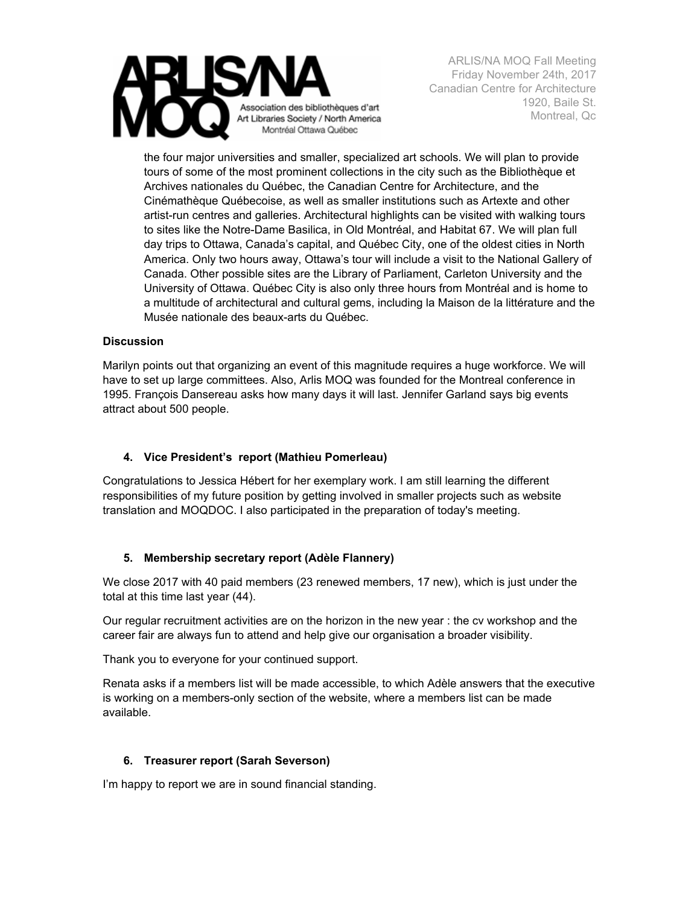the four major universities and smaller, specialized art schools. We will plan to provide tours of some of the most prominent collections in the city such as the Bibliothèque et Archives nationales du Québec, the Canadian Centre for Architecture, and the Cinémathèque Québecoise, as well as smaller institutions such as Artexte and other artist-run centres and galleries. Architectural highlights can be visited with walking tours to sites like the Notre-Dame Basilica, in Old Montréal, and Habitat 67. We will plan full day trips to Ottawa, Canada's capital, and Québec City, one of the oldest cities in North America. Only two hours away, Ottawa's tour will include a visit to the National Gallery of Canada. Other possible sites are the Library of Parliament, Carleton University and the University of Ottawa. Québec City is also only three hours from Montréal and is home to a multitude of architectural and cultural gems, including la Maison de la littérature and the Musée nationale des beaux-arts du Québec.

**Discussion**

Marilyn points out that organizing an event of this magnitude requires a huge workforce. We will have to set up large committees. Also, Arlis MOQ was founded for the Montreal conference in 1995. François Dansereau asks how many days it will last. Jennifer Garland says big events attract about 500 people.

### 4. Vice President's report (Mathieu Pomerleau)

Congratulations to Jessica Hébert for her exemplary work. I am still learning the different responsibilities of my future position by getting involved in smaller projects such as website translation and MOQDOC. I also participated in the preparation of today's meeting.

### 5. Membership secretary report (Adèle Flannery)

We close 2017 with 40 paid members (23 renewed members, 17 new), which is just under the total at this time last year (44).

Our regular recruitment activities are on the horizon in the new year : the cv workshop and the career fair are always fun to attend and help give our organisation a broader visibility.

Thank you to everyone for your continued support.

Renata asks if a members list will be made accessible, to which Adèle answers that the executive is working on a members-only section of the website, where a members list can be made available.

### 6. Treasurer report (Sarah Severson)

I'm happy to report we are in sound financial standing.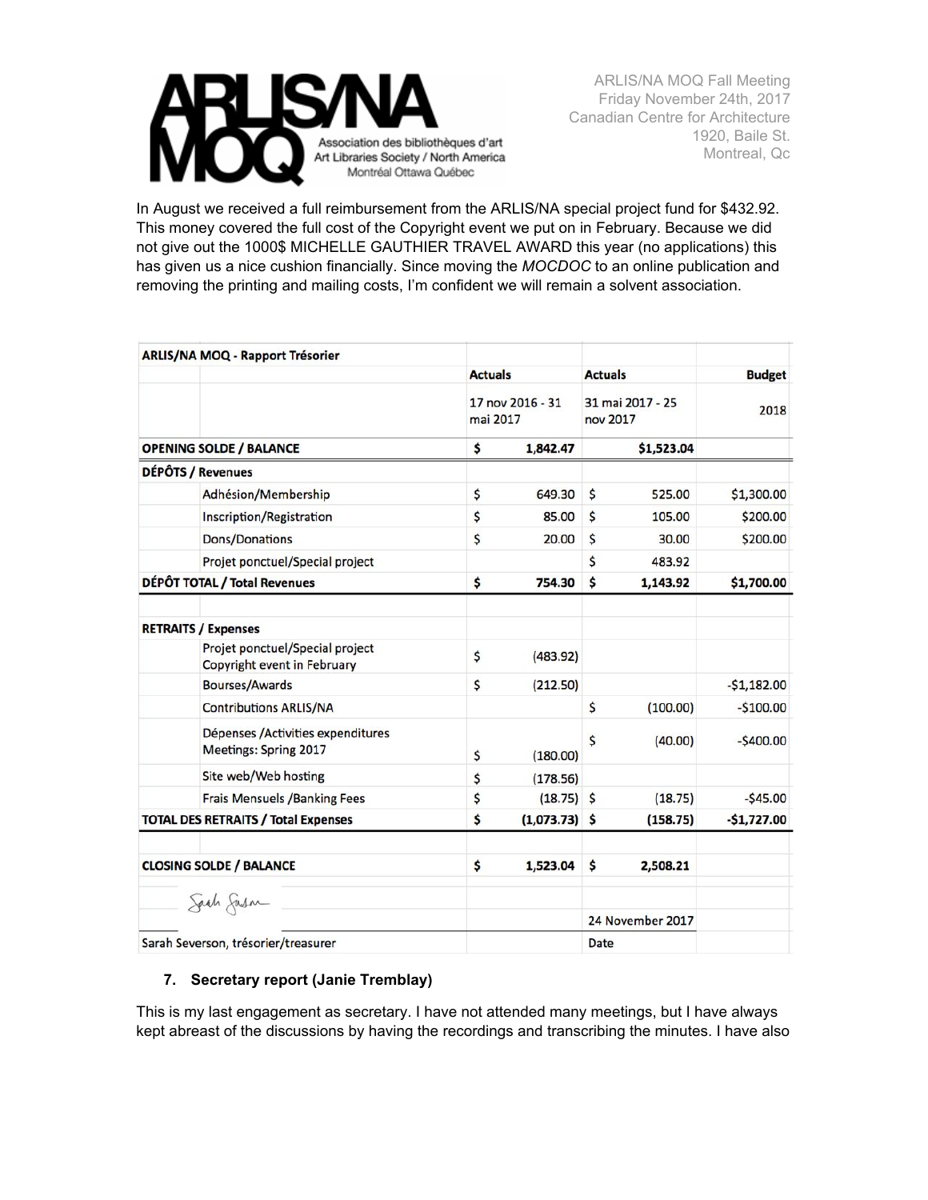In August we received a full reimbursement from the ARLIS/NA special project fund for $432.92. This money covered the full cost of the Copyright event we put on in February. Because we did not give out the 1000$ MICHELLE GAUTHIER TRAVEL AWARD this year (no applications) this has given us a nice cushion financially. Since moving the *MOCDOC* to an online publication and removing the printing and mailing costs, I'm confident we will remain a solvent association.

| ARLIS/NA MOQ - Rapport Trésorier | | | | |
|---|---|---|---|---|
| | | Actuals | Actuals | Budget |
| | | 17 nov 2016 - 31 mai 2017 | 31 mai 2017 - 25 nov 2017 | 2018 |
| **OPENING SOLDE / BALANCE** | | $ 1,842.47 | $1,523.04 | |
| **DÉPÔTS / Revenues** | | | | |
| | Adhésion/Membership | $ 649.30 | $ 525.00 | $1,300.00 |
| | Inscription/Registration | $ 85.00 | $ 105.00 | $200.00 |
| | Dons/Donations | $ 20.00 | $ 30.00 | $200.00 |
| | Projet ponctuel/Special project | | $ 483.92 | |
| **DÉPÔT TOTAL / Total Revenues** | | $ 754.30 | $ 1,143.92 | $1,700.00 |
| | | | | |
| **RETRAITS / Expenses** | | | | |
| | Projet ponctuel/Special project Copyright event in February | $ (483.92) | | |
| | Bourses/Awards | $ (212.50) | | -$1,182.00 |
| | Contributions ARLIS/NA | | $ (100.00) | -$100.00 |
| | Dépenses /Activities expenditures Meetings: Spring 2017 | $ (180.00) | $ (40.00) | -$400.00 |
| | Site web/Web hosting | $ (178.56) | | |
| | Frais Mensuels /Banking Fees | $ (18.75) | $ (18.75) | -$45.00 |
| **TOTAL DES RETRAITS / Total Expenses** | | $ (1,073.73) | $ (158.75) | -$1,727.00 |
| | | | | |
| **CLOSING SOLDE / BALANCE** | | $ 1,523.04 | $ 2,508.21 | |
| | | | | |
| Sarah Severson, trésorier/treasurer | | | 24 November 2017 | |
| | | | Date | |

### 7. Secretary report (Janie Tremblay)

This is my last engagement as secretary. I have not attended many meetings, but I have always kept abreast of the discussions by having the recordings and transcribing the minutes. I have also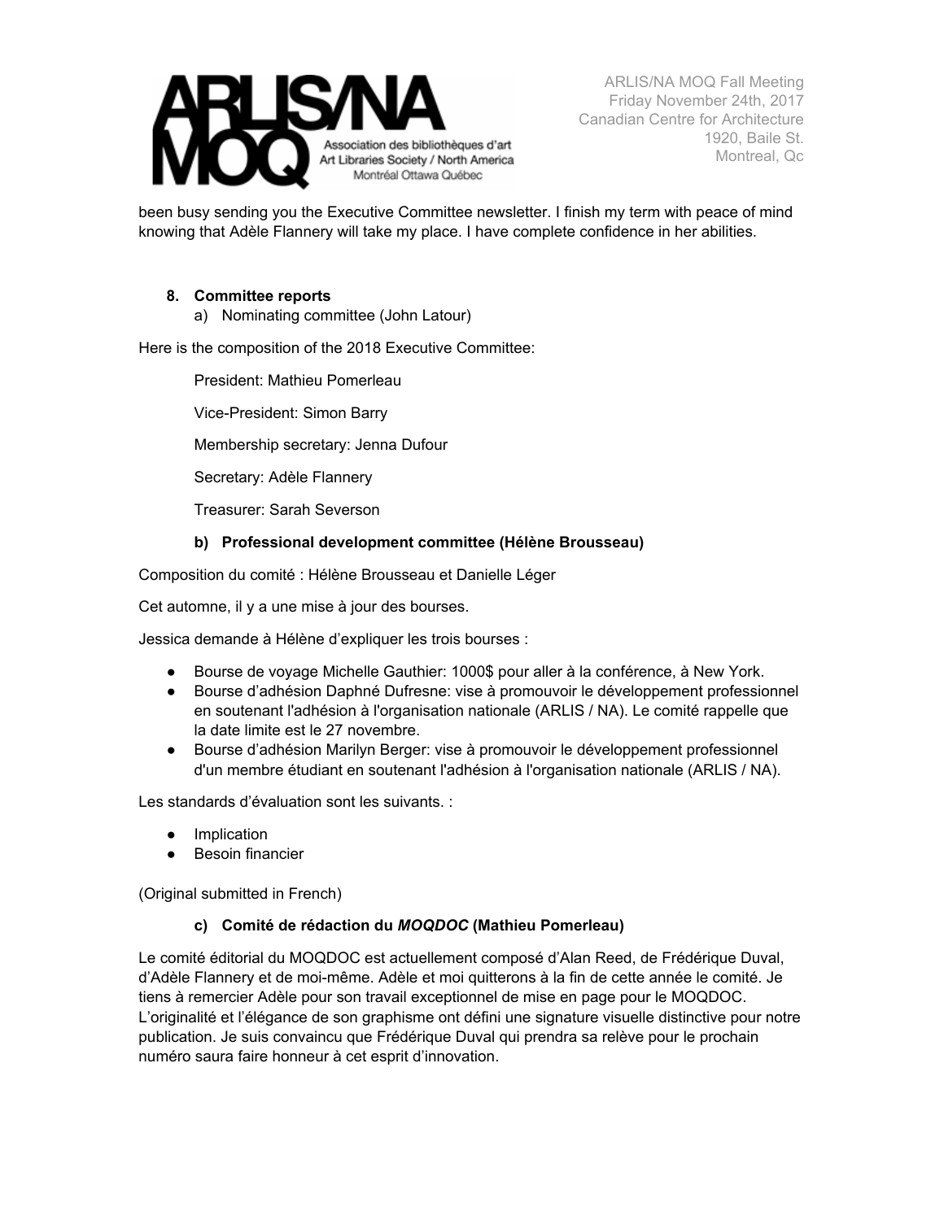been busy sending you the Executive Committee newsletter. I finish my term with peace of mind knowing that Adèle Flannery will take my place. I have complete confidence in her abilities.

8. **Committee reports**
   a) Nominating committee (John Latour)

Here is the composition of the 2018 Executive Committee:

> President: Mathieu Pomerleau
>
> Vice-President: Simon Barry
>
> Membership secretary: Jenna Dufour
>
> Secretary: Adèle Flannery
>
> Treasurer: Sarah Severson

**b) Professional development committee (Hélène Brousseau)**

Composition du comité : Hélène Brousseau et Danielle Léger

Cet automne, il y a une mise à jour des bourses.

Jessica demande à Hélène d'expliquer les trois bourses :

- Bourse de voyage Michelle Gauthier: 1000$ pour aller à la conférence, à New York.
- Bourse d'adhésion Daphné Dufresne: vise à promouvoir le développement professionnel en soutenant l'adhésion à l'organisation nationale (ARLIS / NA). Le comité rappelle que la date limite est le 27 novembre.
- Bourse d'adhésion Marilyn Berger: vise à promouvoir le développement professionnel d'un membre étudiant en soutenant l'adhésion à l'organisation nationale (ARLIS / NA).

Les standards d'évaluation sont les suivants. :

- Implication
- Besoin financier

(Original submitted in French)

**c) Comité de rédaction du *MOQDOC* (Mathieu Pomerleau)**

Le comité éditorial du MOQDOC est actuellement composé d'Alan Reed, de Frédérique Duval, d'Adèle Flannery et de moi-même. Adèle et moi quitterons à la fin de cette année le comité. Je tiens à remercier Adèle pour son travail exceptionnel de mise en page pour le MOQDOC. L'originalité et l'élégance de son graphisme ont défini une signature visuelle distinctive pour notre publication. Je suis convaincu que Frédérique Duval qui prendra sa relève pour le prochain numéro saura faire honneur à cet esprit d'innovation.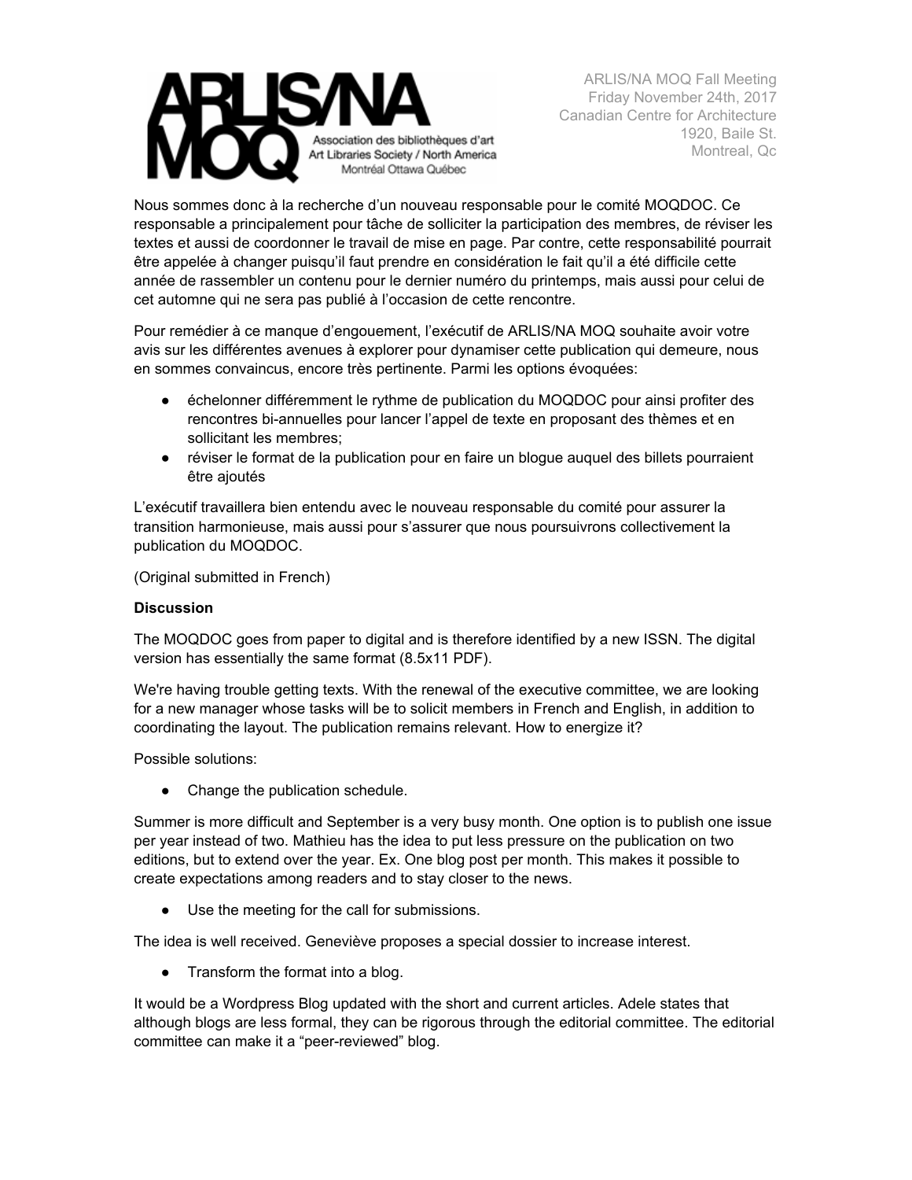Nous sommes donc à la recherche d'un nouveau responsable pour le comité MOQDOC. Ce responsable a principalement pour tâche de solliciter la participation des membres, de réviser les textes et aussi de coordonner le travail de mise en page. Par contre, cette responsabilité pourrait être appelée à changer puisqu'il faut prendre en considération le fait qu'il a été difficile cette année de rassembler un contenu pour le dernier numéro du printemps, mais aussi pour celui de cet automne qui ne sera pas publié à l'occasion de cette rencontre.

Pour remédier à ce manque d'engouement, l'exécutif de ARLIS/NA MOQ souhaite avoir votre avis sur les différentes avenues à explorer pour dynamiser cette publication qui demeure, nous en sommes convaincus, encore très pertinente. Parmi les options évoquées:

- échelonner différemment le rythme de publication du MOQDOC pour ainsi profiter des rencontres bi-annuelles pour lancer l'appel de texte en proposant des thèmes et en sollicitant les membres;
- réviser le format de la publication pour en faire un blogue auquel des billets pourraient être ajoutés

L'exécutif travaillera bien entendu avec le nouveau responsable du comité pour assurer la transition harmonieuse, mais aussi pour s'assurer que nous poursuivrons collectivement la publication du MOQDOC.

(Original submitted in French)

**Discussion**

The MOQDOC goes from paper to digital and is therefore identified by a new ISSN. The digital version has essentially the same format (8.5x11 PDF).

We're having trouble getting texts. With the renewal of the executive committee, we are looking for a new manager whose tasks will be to solicit members in French and English, in addition to coordinating the layout. The publication remains relevant. How to energize it?

Possible solutions:

- Change the publication schedule.

Summer is more difficult and September is a very busy month. One option is to publish one issue per year instead of two. Mathieu has the idea to put less pressure on the publication on two editions, but to extend over the year. Ex. One blog post per month. This makes it possible to create expectations among readers and to stay closer to the news.

- Use the meeting for the call for submissions.

The idea is well received. Geneviève proposes a special dossier to increase interest.

- Transform the format into a blog.

It would be a Wordpress Blog updated with the short and current articles. Adele states that although blogs are less formal, they can be rigorous through the editorial committee. The editorial committee can make it a "peer-reviewed" blog.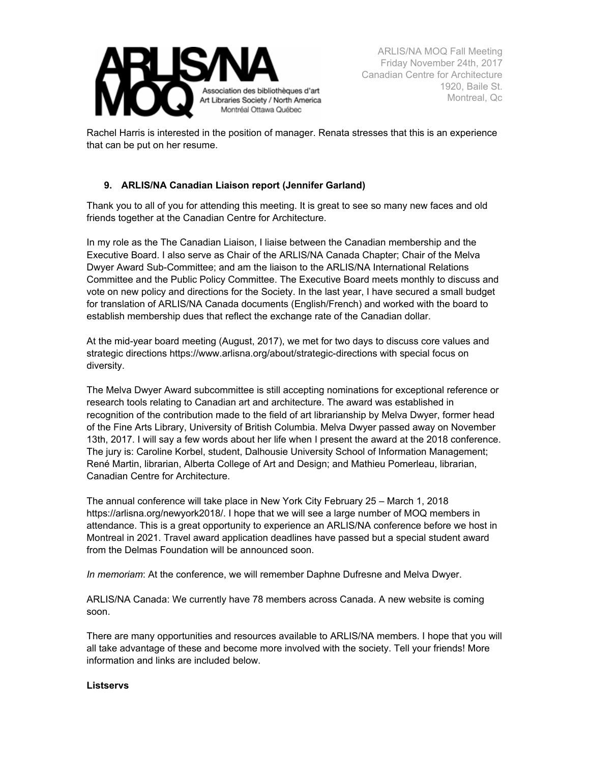Rachel Harris is interested in the position of manager. Renata stresses that this is an experience that can be put on her resume.

### 9. ARLIS/NA Canadian Liaison report (Jennifer Garland)

Thank you to all of you for attending this meeting. It is great to see so many new faces and old friends together at the Canadian Centre for Architecture.

In my role as the The Canadian Liaison, I liaise between the Canadian membership and the Executive Board. I also serve as Chair of the ARLIS/NA Canada Chapter; Chair of the Melva Dwyer Award Sub-Committee; and am the liaison to the ARLIS/NA International Relations Committee and the Public Policy Committee. The Executive Board meets monthly to discuss and vote on new policy and directions for the Society. In the last year, I have secured a small budget for translation of ARLIS/NA Canada documents (English/French) and worked with the board to establish membership dues that reflect the exchange rate of the Canadian dollar.

At the mid-year board meeting (August, 2017), we met for two days to discuss core values and strategic directions https://www.arlisna.org/about/strategic-directions with special focus on diversity.

The Melva Dwyer Award subcommittee is still accepting nominations for exceptional reference or research tools relating to Canadian art and architecture. The award was established in recognition of the contribution made to the field of art librarianship by Melva Dwyer, former head of the Fine Arts Library, University of British Columbia. Melva Dwyer passed away on November 13th, 2017. I will say a few words about her life when I present the award at the 2018 conference. The jury is: Caroline Korbel, student, Dalhousie University School of Information Management; René Martin, librarian, Alberta College of Art and Design; and Mathieu Pomerleau, librarian, Canadian Centre for Architecture.

The annual conference will take place in New York City February 25 – March 1, 2018 https://arlisna.org/newyork2018/. I hope that we will see a large number of MOQ members in attendance. This is a great opportunity to experience an ARLIS/NA conference before we host in Montreal in 2021. Travel award application deadlines have passed but a special student award from the Delmas Foundation will be announced soon.

*In memoriam*: At the conference, we will remember Daphne Dufresne and Melva Dwyer.

ARLIS/NA Canada: We currently have 78 members across Canada. A new website is coming soon.

There are many opportunities and resources available to ARLIS/NA members. I hope that you will all take advantage of these and become more involved with the society. Tell your friends! More information and links are included below.

**Listservs**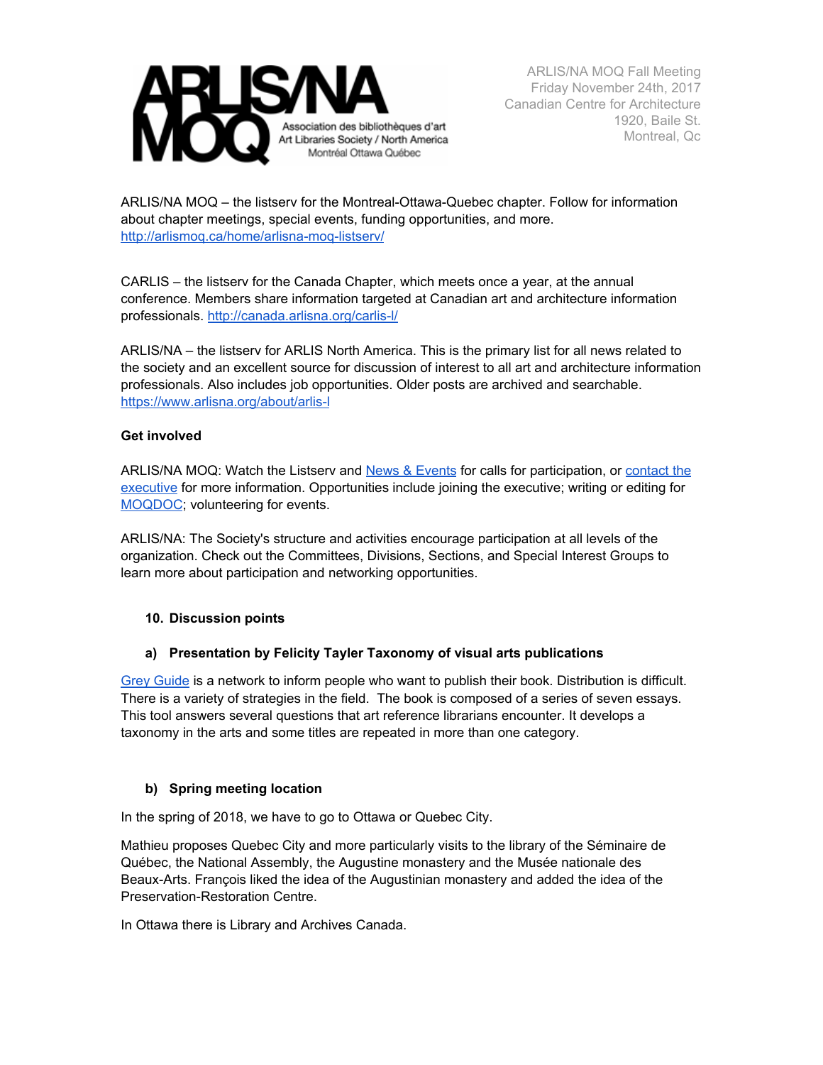ARLIS/NA MOQ – the listserv for the Montreal-Ottawa-Quebec chapter. Follow for information about chapter meetings, special events, funding opportunities, and more. http://arlismoq.ca/home/arlisna-moq-listserv/

CARLIS – the listserv for the Canada Chapter, which meets once a year, at the annual conference. Members share information targeted at Canadian art and architecture information professionals. http://canada.arlisna.org/carlis-l/

ARLIS/NA – the listserv for ARLIS North America. This is the primary list for all news related to the society and an excellent source for discussion of interest to all art and architecture information professionals. Also includes job opportunities. Older posts are archived and searchable. https://www.arlisna.org/about/arlis-l

**Get involved**

ARLIS/NA MOQ: Watch the Listserv and News & Events for calls for participation, or contact the executive for more information. Opportunities include joining the executive; writing or editing for MOQDOC; volunteering for events.

ARLIS/NA: The Society's structure and activities encourage participation at all levels of the organization. Check out the Committees, Divisions, Sections, and Special Interest Groups to learn more about participation and networking opportunities.

## 10. Discussion points

### a) Presentation by Felicity Tayler Taxonomy of visual arts publications

Grey Guide is a network to inform people who want to publish their book. Distribution is difficult. There is a variety of strategies in the field. The book is composed of a series of seven essays. This tool answers several questions that art reference librarians encounter. It develops a taxonomy in the arts and some titles are repeated in more than one category.

### b) Spring meeting location

In the spring of 2018, we have to go to Ottawa or Quebec City.

Mathieu proposes Quebec City and more particularly visits to the library of the Séminaire de Québec, the National Assembly, the Augustine monastery and the Musée nationale des Beaux-Arts. François liked the idea of the Augustinian monastery and added the idea of the Preservation-Restoration Centre.

In Ottawa there is Library and Archives Canada.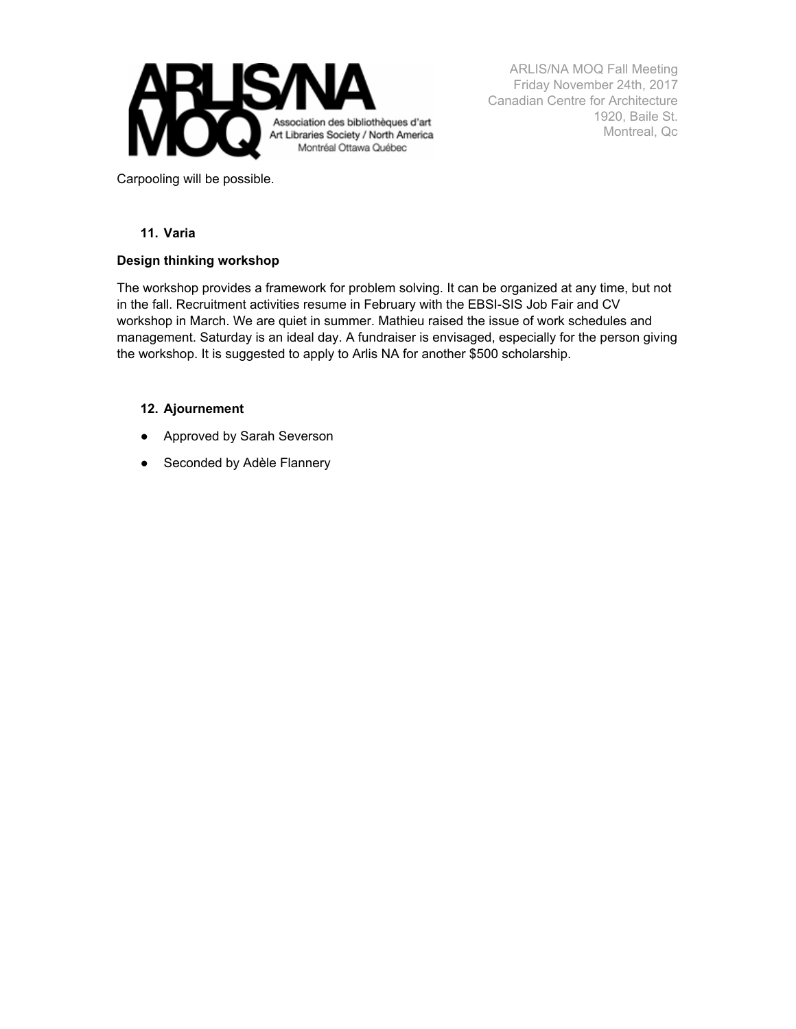Carpooling will be possible.

11. **Varia**

**Design thinking workshop**

The workshop provides a framework for problem solving. It can be organized at any time, but not in the fall. Recruitment activities resume in February with the EBSI-SIS Job Fair and CV workshop in March. We are quiet in summer. Mathieu raised the issue of work schedules and management. Saturday is an ideal day. A fundraiser is envisaged, especially for the person giving the workshop. It is suggested to apply to Arlis NA for another $500 scholarship.

12. **Ajournement**

- Approved by Sarah Severson
- Seconded by Adèle Flannery